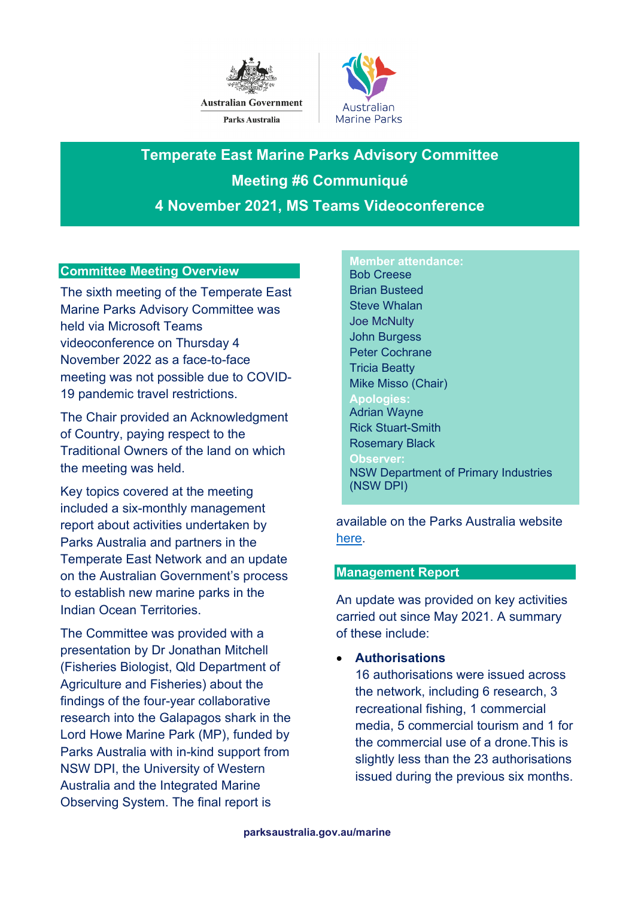# Temperate East Marine Parks Advisory Committee

## Meeting #6 Communiqué

## 4 November 2021, MS Teams Videoconference

### Committee Meeting Overview

The sixth meeting of the Temperate East Marine Parks Advisory Committee was held via Microsoft Teams videoconference on Thursday 4 November 2022 as a face-to-face meeting was not possible due to COVID-19 pandemic travel restrictions.

The Chair provided an Acknowledgment of Country, paying respect to the Traditional Owners of the land on which the meeting was held.

Key topics covered at the meeting included a six-monthly management report about activities undertaken by Parks Australia and partners in the Temperate East Network and an update on the Australian Government's process to establish new marine parks in the Indian Ocean Territories.

The Committee was provided with a presentation by Dr Jonathan Mitchell (Fisheries Biologist, Qld Department of Agriculture and Fisheries) about the findings of the four-year collaborative research into the Galapagos shark in the Lord Howe Marine Park (MP), funded by Parks Australia with in-kind support from NSW DPI, the University of Western Australia and the Integrated Marine Observing System. The final report is available on the Parks Australia website here.

**Member attendance:**
Bob Creese
Brian Busteed
Steve Whalan
Joe McNulty
John Burgess
Peter Cochrane
Tricia Beatty
Mike Misso (Chair)

**Apologies:**
Adrian Wayne
Rick Stuart-Smith
Rosemary Black

**Observer:**
NSW Department of Primary Industries (NSW DPI)

### Management Report

An update was provided on key activities carried out since May 2021. A summary of these include:

- **Authorisations**
  16 authorisations were issued across the network, including 6 research, 3 recreational fishing, 1 commercial media, 5 commercial tourism and 1 for the commercial use of a drone.This is slightly less than the 23 authorisations issued during the previous six months.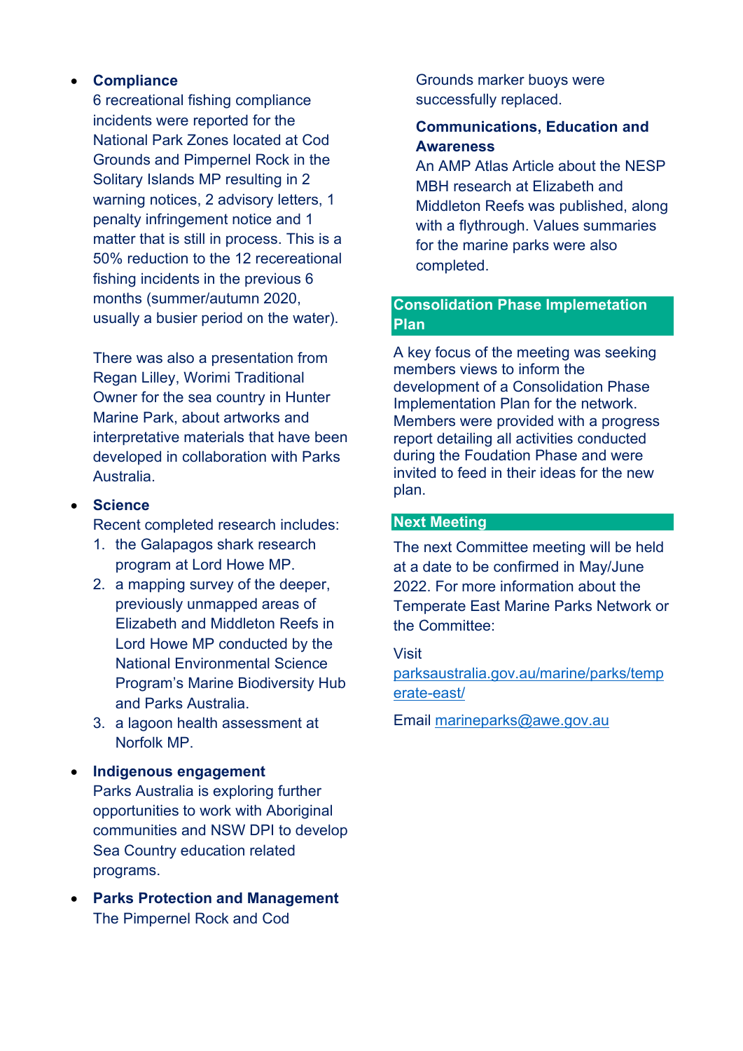- **Compliance**
  6 recreational fishing compliance incidents were reported for the National Park Zones located at Cod Grounds and Pimpernel Rock in the Solitary Islands MP resulting in 2 warning notices, 2 advisory letters, 1 penalty infringement notice and 1 matter that is still in process. This is a 50% reduction to the 12 recereational fishing incidents in the previous 6 months (summer/autumn 2020, usually a busier period on the water).

  There was also a presentation from Regan Lilley, Worimi Traditional Owner for the sea country in Hunter Marine Park, about artworks and interpretative materials that have been developed in collaboration with Parks Australia.

- **Science**
  Recent completed research includes:
  1. the Galapagos shark research program at Lord Howe MP.
  2. a mapping survey of the deeper, previously unmapped areas of Elizabeth and Middleton Reefs in Lord Howe MP conducted by the National Environmental Science Program's Marine Biodiversity Hub and Parks Australia.
  3. a lagoon health assessment at Norfolk MP.

- **Indigenous engagement**
  Parks Australia is exploring further opportunities to work with Aboriginal communities and NSW DPI to develop Sea Country education related programs.

- **Parks Protection and Management**
  The Pimpernel Rock and Cod Grounds marker buoys were successfully replaced.

  **Communications, Education and Awareness**
  An AMP Atlas Article about the NESP MBH research at Elizabeth and Middleton Reefs was published, along with a flythrough. Values summaries for the marine parks were also completed.

## Consolidation Phase Implemetation Plan

A key focus of the meeting was seeking members views to inform the development of a Consolidation Phase Implementation Plan for the network. Members were provided with a progress report detailing all activities conducted during the Foudation Phase and were invited to feed in their ideas for the new plan.

## Next Meeting

The next Committee meeting will be held at a date to be confirmed in May/June 2022. For more information about the Temperate East Marine Parks Network or the Committee:

Visit parksaustralia.gov.au/marine/parks/temperate-east/

Email marineparks@awe.gov.au